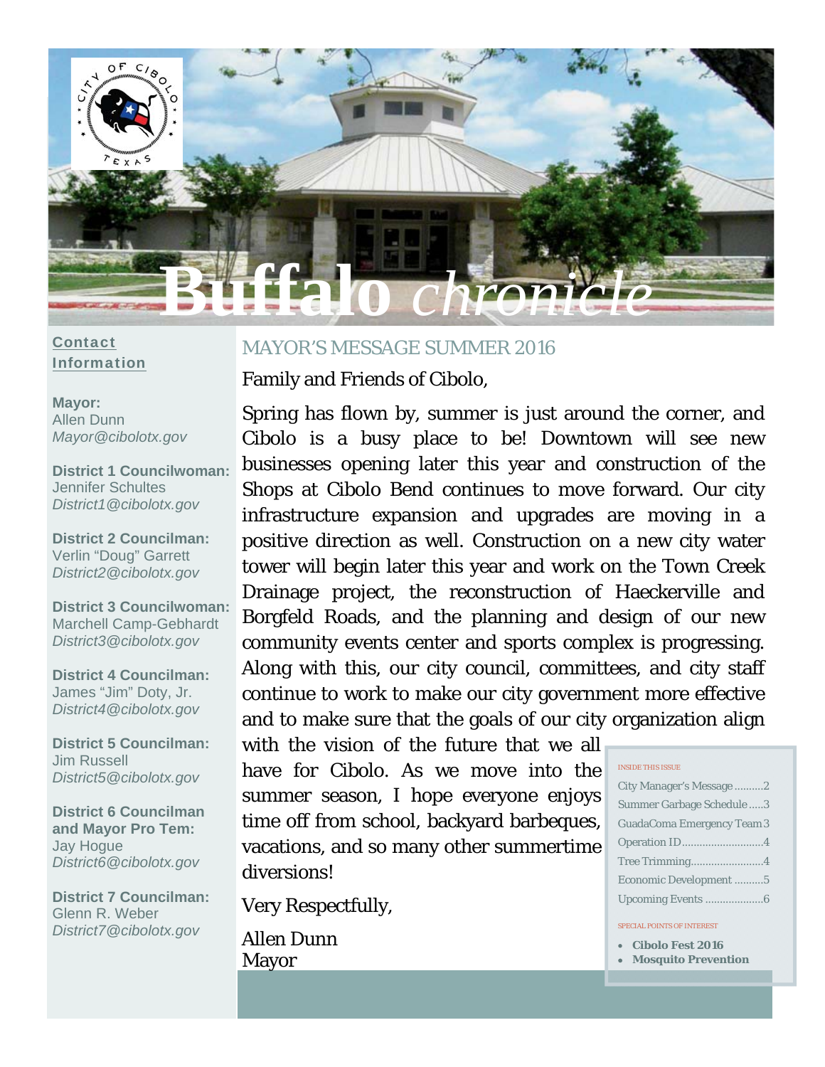# Buffalo *chronicle*

## Contact Information

**Mayor:**
Allen Dunn
*Mayor@cibolotx.gov*

**District 1 Councilwoman:**
Jennifer Schultes
*District1@cibolotx.gov*

**District 2 Councilman:**
Verlin "Doug" Garrett
*District2@cibolotx.gov*

**District 3 Councilwoman:**
Marchell Camp-Gebhardt
*District3@cibolotx.gov*

**District 4 Councilman:**
James "Jim" Doty, Jr.
*District4@cibolotx.gov*

**District 5 Councilman:**
Jim Russell
*District5@cibolotx.gov*

**District 6 Councilman and Mayor Pro Tem:**
Jay Hogue
*District6@cibolotx.gov*

**District 7 Councilman:**
Glenn R. Weber
*District7@cibolotx.gov*

## MAYOR'S MESSAGE SUMMER 2016

Family and Friends of Cibolo,

Spring has flown by, summer is just around the corner, and Cibolo is a busy place to be! Downtown will see new businesses opening later this year and construction of the Shops at Cibolo Bend continues to move forward. Our city infrastructure expansion and upgrades are moving in a positive direction as well. Construction on a new city water tower will begin later this year and work on the Town Creek Drainage project, the reconstruction of Haeckerville and Borgfeld Roads, and the planning and design of our new community events center and sports complex is progressing. Along with this, our city council, committees, and city staff continue to work to make our city government more effective and to make sure that the goals of our city organization align with the vision of the future that we all have for Cibolo. As we move into the summer season, I hope everyone enjoys time off from school, backyard barbeques, vacations, and so many other summertime diversions!

Very Respectfully,

Allen Dunn
Mayor

### INSIDE THIS ISSUE

| | |
|---|---|
| City Manager's Message | 2 |
| Summer Garbage Schedule | 3 |
| GuadaComa Emergency Team | 3 |
| Operation ID | 4 |
| Tree Trimming | 4 |
| Economic Development | 5 |
| Upcoming Events | 6 |

### SPECIAL POINTS OF INTEREST

- **Cibolo Fest 2016**
- **Mosquito Prevention**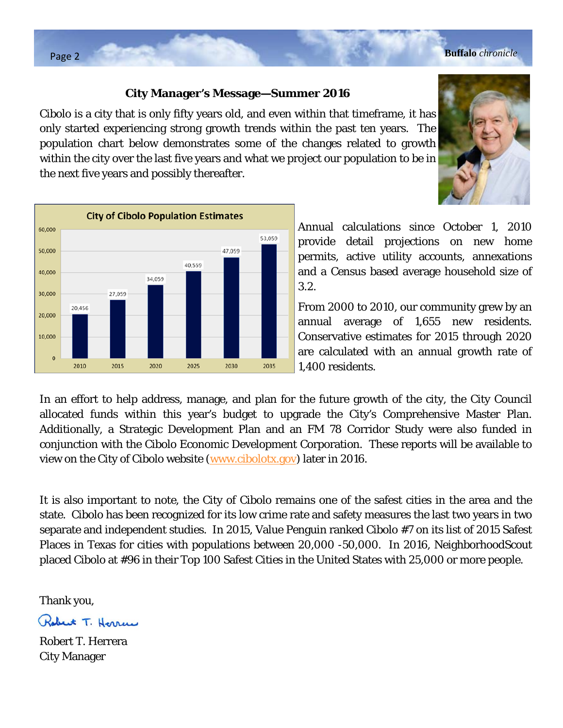## City Manager's Message—Summer 2016

Cibolo is a city that is only fifty years old, and even within that timeframe, it has only started experiencing strong growth trends within the past ten years. The population chart below demonstrates some of the changes related to growth within the city over the last five years and what we project our population to be in the next five years and possibly thereafter.

**City of Cibolo Population Estimates**

| Year | Population |
|---|---|
| 2010 | 20,456 |
| 2015 | 27,059 |
| 2020 | 34,059 |
| 2025 | 40,559 |
| 2030 | 47,059 |
| 2035 | 53,059 |

Annual calculations since October 1, 2010 provide detail projections on new home permits, active utility accounts, annexations and a Census based average household size of 3.2.

From 2000 to 2010, our community grew by an annual average of 1,655 new residents. Conservative estimates for 2015 through 2020 are calculated with an annual growth rate of 1,400 residents.

In an effort to help address, manage, and plan for the future growth of the city, the City Council allocated funds within this year's budget to upgrade the City's Comprehensive Master Plan. Additionally, a Strategic Development Plan and an FM 78 Corridor Study were also funded in conjunction with the Cibolo Economic Development Corporation. These reports will be available to view on the City of Cibolo website (www.cibolotx.gov) later in 2016.

It is also important to note, the City of Cibolo remains one of the safest cities in the area and the state. Cibolo has been recognized for its low crime rate and safety measures the last two years in two separate and independent studies. In 2015, Value Penguin ranked Cibolo #7 on its list of 2015 Safest Places in Texas for cities with populations between 20,000 -50,000. In 2016, NeighborhoodScout placed Cibolo at #96 in their Top 100 Safest Cities in the United States with 25,000 or more people.

Thank you,

Robert T. Herrera
City Manager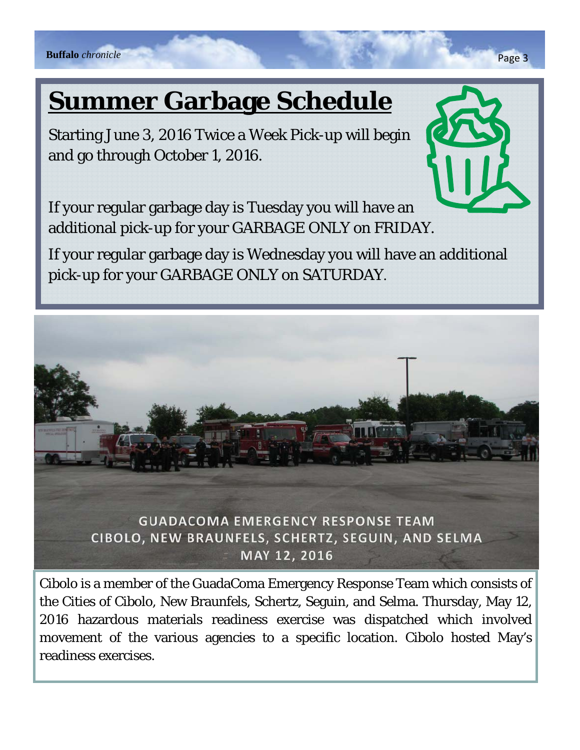# Summer Garbage Schedule

Starting June 3, 2016 Twice a Week Pick-up will begin and go through October 1, 2016.

If your regular garbage day is Tuesday you will have an additional pick-up for your GARBAGE ONLY on FRIDAY.

If your regular garbage day is Wednesday you will have an additional pick-up for your GARBAGE ONLY on SATURDAY.

GUADACOMA EMERGENCY RESPONSE TEAM
CIBOLO, NEW BRAUNFELS, SCHERTZ, SEGUIN, AND SELMA
MAY 12, 2016

Cibolo is a member of the GuadaComa Emergency Response Team which consists of the Cities of Cibolo, New Braunfels, Schertz, Seguin, and Selma. Thursday, May 12, 2016 hazardous materials readiness exercise was dispatched which involved movement of the various agencies to a specific location. Cibolo hosted May's readiness exercises.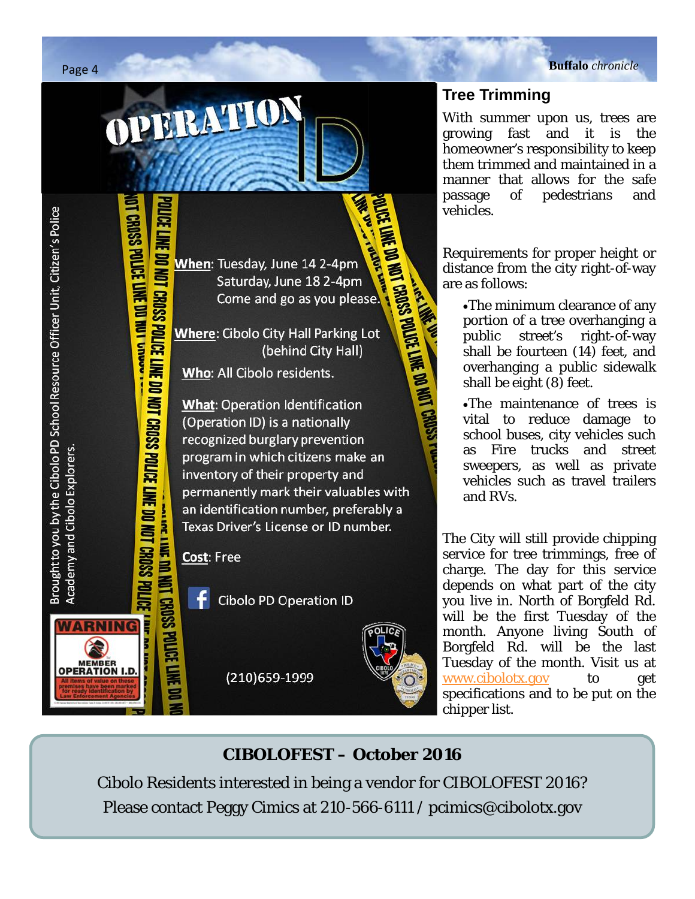# OPERATION ID

Brought to you by the Cibolo PD School Resource Officer Unit, Citizen's Police Academy and Cibolo Explorers.

**When**: Tuesday, June 14 2-4pm
Saturday, June 18 2-4pm
Come and go as you please.

**Where**: Cibolo City Hall Parking Lot (behind City Hall)

**Who**: All Cibolo residents.

**What**: Operation Identification (Operation ID) is a nationally recognized burglary prevention program in which citizens make an inventory of their property and permanently mark their valuables with an identification number, preferably a Texas Driver's License or ID number.

**Cost**: Free

Cibolo PD Operation ID

(210)659-1999

WARNING
MEMBER OPERATION I.D.
All items of value on these premises have been marked for ready identification by Law Enforcement Agencies

## Tree Trimming

With summer upon us, trees are growing fast and it is the homeowner's responsibility to keep them trimmed and maintained in a manner that allows for the safe passage of pedestrians and vehicles.

Requirements for proper height or distance from the city right-of-way are as follows:

- The minimum clearance of any portion of a tree overhanging a public street's right-of-way shall be fourteen (14) feet, and overhanging a public sidewalk shall be eight (8) feet.
- The maintenance of trees is vital to reduce damage to school buses, city vehicles such as Fire trucks and street sweepers, as well as private vehicles such as travel trailers and RVs.

The City will still provide chipping service for tree trimmings, free of charge. The day for this service depends on what part of the city you live in. North of Borgfeld Rd. will be the first Tuesday of the month. Anyone living South of Borgfeld Rd. will be the last Tuesday of the month. Visit us at www.cibolotx.gov to get specifications and to be put on the chipper list.

## CIBOLOFEST – October 2016

Cibolo Residents interested in being a vendor for CIBOLOFEST 2016?
Please contact Peggy Cimics at 210-566-6111 / pcimics@cibolotx.gov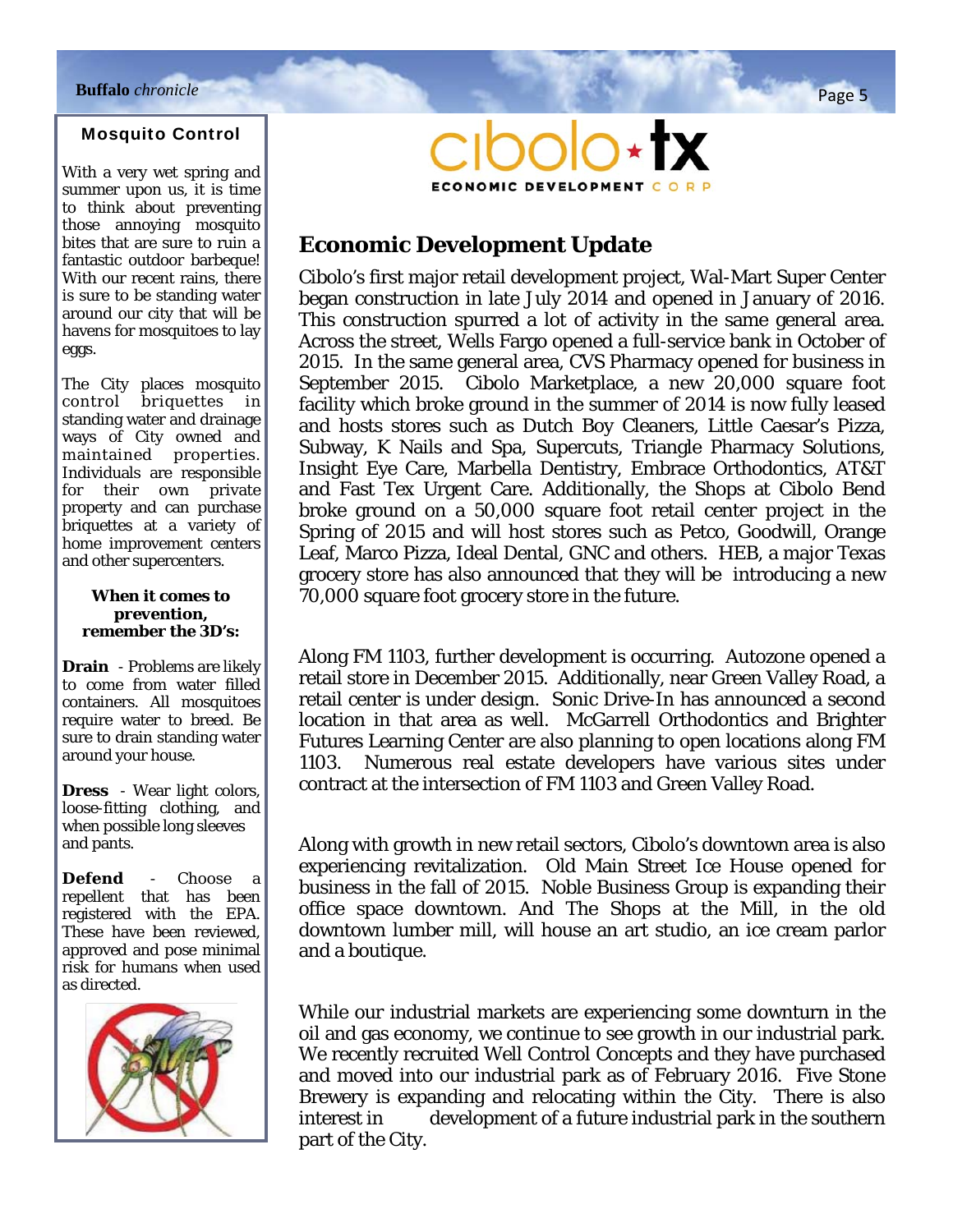## Mosquito Control

With a very wet spring and summer upon us, it is time to think about preventing those annoying mosquito bites that are sure to ruin a fantastic outdoor barbeque! With our recent rains, there is sure to be standing water around our city that will be havens for mosquitoes to lay eggs.

The City places mosquito control briquettes in standing water and drainage ways of City owned and maintained properties. Individuals are responsible for their own private property and can purchase briquettes at a variety of home improvement centers and other supercenters.

**When it comes to prevention, remember the 3D's:**

**Drain** - Problems are likely to come from water filled containers. All mosquitoes require water to breed. Be sure to drain standing water around your house.

**Dress** - Wear light colors, loose-fitting clothing, and when possible long sleeves and pants.

**Defend** - Choose a repellent that has been registered with the EPA. These have been reviewed, approved and pose minimal risk for humans when used as directed.

cibolo ★ tx
ECONOMIC DEVELOPMENT CORP

## Economic Development Update

Cibolo's first major retail development project, Wal-Mart Super Center began construction in late July 2014 and opened in January of 2016. This construction spurred a lot of activity in the same general area. Across the street, Wells Fargo opened a full-service bank in October of 2015. In the same general area, CVS Pharmacy opened for business in September 2015. Cibolo Marketplace, a new 20,000 square foot facility which broke ground in the summer of 2014 is now fully leased and hosts stores such as Dutch Boy Cleaners, Little Caesar's Pizza, Subway, K Nails and Spa, Supercuts, Triangle Pharmacy Solutions, Insight Eye Care, Marbella Dentistry, Embrace Orthodontics, AT&T and Fast Tex Urgent Care. Additionally, the Shops at Cibolo Bend broke ground on a 50,000 square foot retail center project in the Spring of 2015 and will host stores such as Petco, Goodwill, Orange Leaf, Marco Pizza, Ideal Dental, GNC and others. HEB, a major Texas grocery store has also announced that they will be introducing a new 70,000 square foot grocery store in the future.

Along FM 1103, further development is occurring. Autozone opened a retail store in December 2015. Additionally, near Green Valley Road, a retail center is under design. Sonic Drive-In has announced a second location in that area as well. McGarrell Orthodontics and Brighter Futures Learning Center are also planning to open locations along FM 1103. Numerous real estate developers have various sites under contract at the intersection of FM 1103 and Green Valley Road.

Along with growth in new retail sectors, Cibolo's downtown area is also experiencing revitalization. Old Main Street Ice House opened for business in the fall of 2015. Noble Business Group is expanding their office space downtown. And The Shops at the Mill, in the old downtown lumber mill, will house an art studio, an ice cream parlor and a boutique.

While our industrial markets are experiencing some downturn in the oil and gas economy, we continue to see growth in our industrial park. We recently recruited Well Control Concepts and they have purchased and moved into our industrial park as of February 2016. Five Stone Brewery is expanding and relocating within the City. There is also interest in development of a future industrial park in the southern part of the City.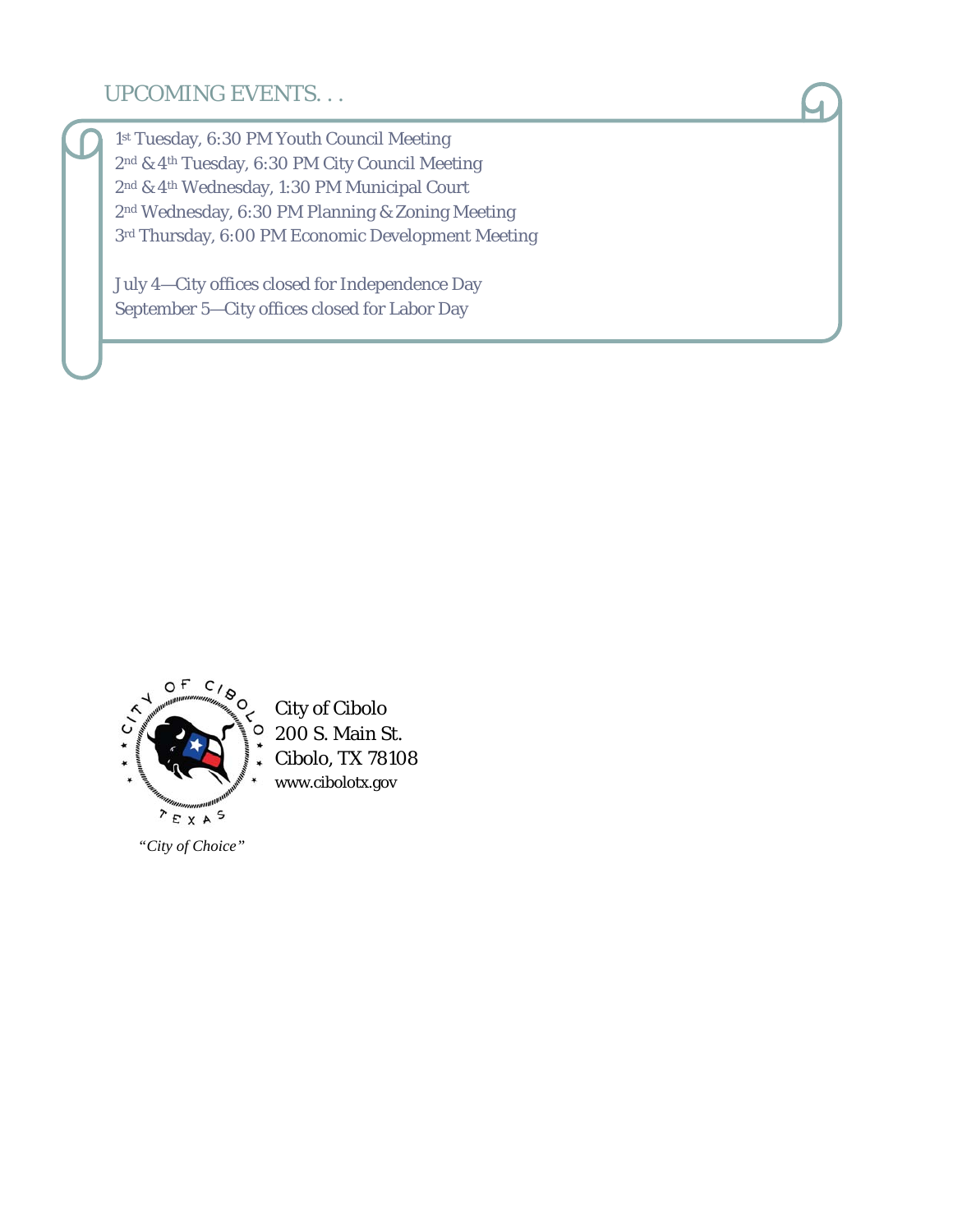## UPCOMING EVENTS. . .

1st Tuesday, 6:30 PM Youth Council Meeting
2nd & 4th Tuesday, 6:30 PM City Council Meeting
2nd & 4th Wednesday, 1:30 PM Municipal Court
2nd Wednesday, 6:30 PM Planning & Zoning Meeting
3rd Thursday, 6:00 PM Economic Development Meeting

July 4—City offices closed for Independence Day
September 5—City offices closed for Labor Day

City of Cibolo
200 S. Main St.
Cibolo, TX 78108
www.cibolotx.gov

*"City of Choice"*